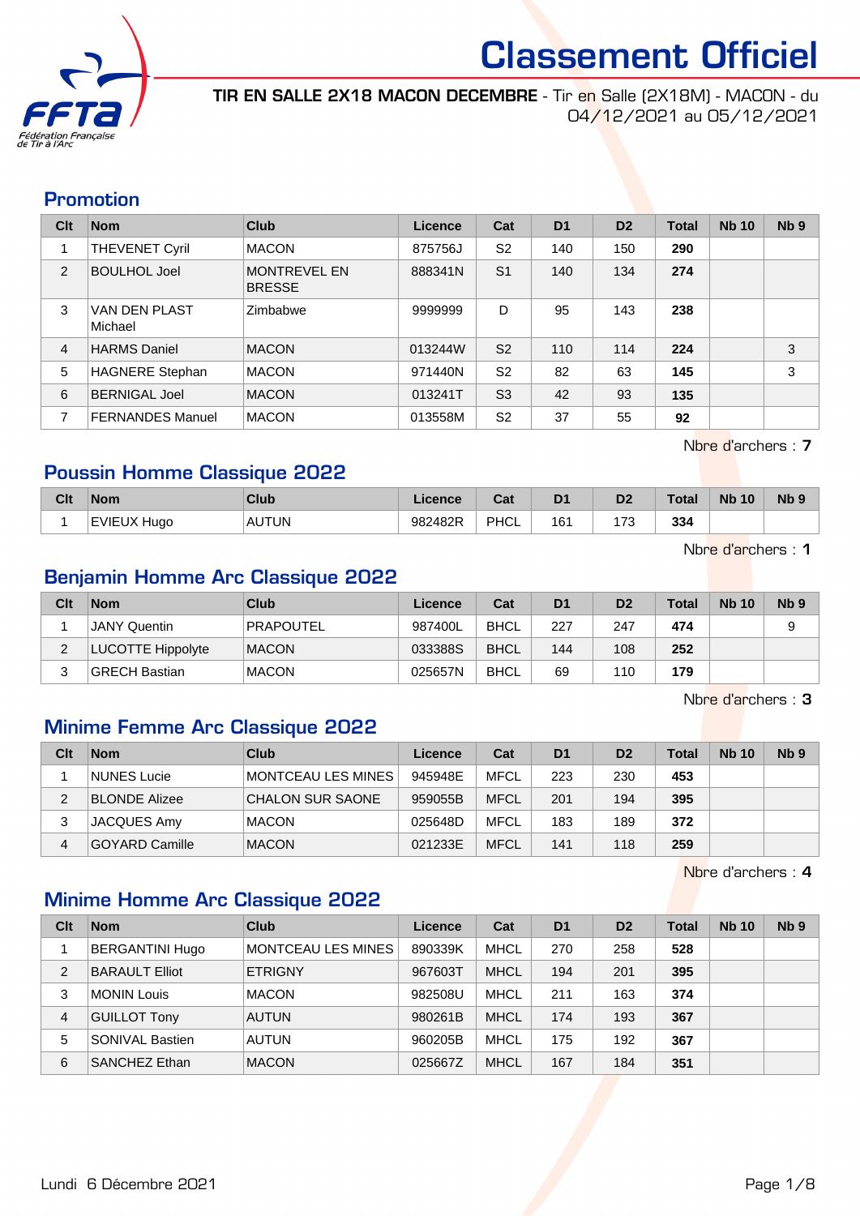# Classement Officiel

**TIR EN SALLE 2X18 MACON DECEMBRE** - Tir en Salle (2X18M) - MACON - du 04/12/2021 au 05/12/2021

## Promotion

| Clt | Nom | Club | Licence | Cat | D1 | D2 | Total | Nb 10 | Nb 9 |
|---|---|---|---|---|---|---|---|---|---|
| 1 | THEVENET Cyril | MACON | 875756J | S2 | 140 | 150 | **290** | | |
| 2 | BOULHOL Joel | MONTREVEL EN BRESSE | 888341N | S1 | 140 | 134 | **274** | | |
| 3 | VAN DEN PLAST Michael | Zimbabwe | 9999999 | D | 95 | 143 | **238** | | |
| 4 | HARMS Daniel | MACON | 013244W | S2 | 110 | 114 | **224** | | 3 |
| 5 | HAGNERE Stephan | MACON | 971440N | S2 | 82 | 63 | **145** | | 3 |
| 6 | BERNIGAL Joel | MACON | 013241T | S3 | 42 | 93 | **135** | | |
| 7 | FERNANDES Manuel | MACON | 013558M | S2 | 37 | 55 | **92** | | |

Nbre d'archers : **7**

## Poussin Homme Classique 2022

| Clt | Nom | Club | Licence | Cat | D1 | D2 | Total | Nb 10 | Nb 9 |
|---|---|---|---|---|---|---|---|---|---|
| 1 | EVIEUX Hugo | AUTUN | 982482R | PHCL | 161 | 173 | **334** | | |

Nbre d'archers : **1**

## Benjamin Homme Arc Classique 2022

| Clt | Nom | Club | Licence | Cat | D1 | D2 | Total | Nb 10 | Nb 9 |
|---|---|---|---|---|---|---|---|---|---|
| 1 | JANY Quentin | PRAPOUTEL | 987400L | BHCL | 227 | 247 | **474** | | 9 |
| 2 | LUCOTTE Hippolyte | MACON | 033388S | BHCL | 144 | 108 | **252** | | |
| 3 | GRECH Bastian | MACON | 025657N | BHCL | 69 | 110 | **179** | | |

Nbre d'archers : **3**

## Minime Femme Arc Classique 2022

| Clt | Nom | Club | Licence | Cat | D1 | D2 | Total | Nb 10 | Nb 9 |
|---|---|---|---|---|---|---|---|---|---|
| 1 | NUNES Lucie | MONTCEAU LES MINES | 945948E | MFCL | 223 | 230 | **453** | | |
| 2 | BLONDE Alizee | CHALON SUR SAONE | 959055B | MFCL | 201 | 194 | **395** | | |
| 3 | JACQUES Amy | MACON | 025648D | MFCL | 183 | 189 | **372** | | |
| 4 | GOYARD Camille | MACON | 021233E | MFCL | 141 | 118 | **259** | | |

Nbre d'archers : **4**

## Minime Homme Arc Classique 2022

| Clt | Nom | Club | Licence | Cat | D1 | D2 | Total | Nb 10 | Nb 9 |
|---|---|---|---|---|---|---|---|---|---|
| 1 | BERGANTINI Hugo | MONTCEAU LES MINES | 890339K | MHCL | 270 | 258 | **528** | | |
| 2 | BARAULT Elliot | ETRIGNY | 967603T | MHCL | 194 | 201 | **395** | | |
| 3 | MONIN Louis | MACON | 982508U | MHCL | 211 | 163 | **374** | | |
| 4 | GUILLOT Tony | AUTUN | 980261B | MHCL | 174 | 193 | **367** | | |
| 5 | SONIVAL Bastien | AUTUN | 960205B | MHCL | 175 | 192 | **367** | | |
| 6 | SANCHEZ Ethan | MACON | 025667Z | MHCL | 167 | 184 | **351** | | |

Lundi 6 Décembre 2021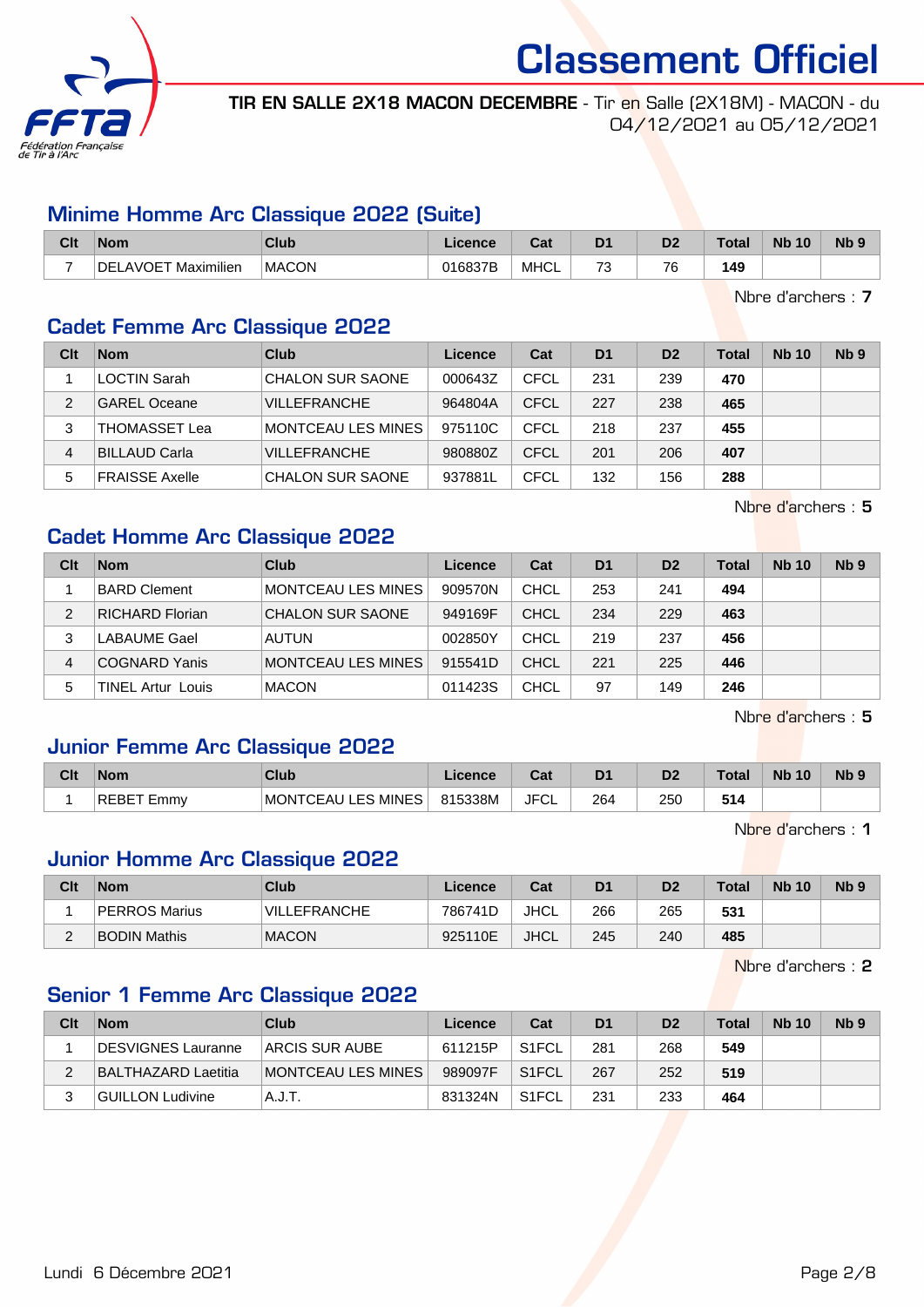# Classement Officiel

**TIR EN SALLE 2X18 MACON DECEMBRE** - Tir en Salle (2X18M) - MACON - du 04/12/2021 au 05/12/2021

## Minime Homme Arc Classique 2022 (Suite)

| Clt | Nom | Club | Licence | Cat | D1 | D2 | Total | Nb 10 | Nb 9 |
|---|---|---|---|---|---|---|---|---|---|
| 7 | DELAVOET Maximilien | MACON | 016837B | MHCL | 73 | 76 | **149** | | |

Nbre d'archers : **7**

## Cadet Femme Arc Classique 2022

| Clt | Nom | Club | Licence | Cat | D1 | D2 | Total | Nb 10 | Nb 9 |
|---|---|---|---|---|---|---|---|---|---|
| 1 | LOCTIN Sarah | CHALON SUR SAONE | 000643Z | CFCL | 231 | 239 | **470** | | |
| 2 | GAREL Oceane | VILLEFRANCHE | 964804A | CFCL | 227 | 238 | **465** | | |
| 3 | THOMASSET Lea | MONTCEAU LES MINES | 975110C | CFCL | 218 | 237 | **455** | | |
| 4 | BILLAUD Carla | VILLEFRANCHE | 980880Z | CFCL | 201 | 206 | **407** | | |
| 5 | FRAISSE Axelle | CHALON SUR SAONE | 937881L | CFCL | 132 | 156 | **288** | | |

Nbre d'archers : **5**

## Cadet Homme Arc Classique 2022

| Clt | Nom | Club | Licence | Cat | D1 | D2 | Total | Nb 10 | Nb 9 |
|---|---|---|---|---|---|---|---|---|---|
| 1 | BARD Clement | MONTCEAU LES MINES | 909570N | CHCL | 253 | 241 | **494** | | |
| 2 | RICHARD Florian | CHALON SUR SAONE | 949169F | CHCL | 234 | 229 | **463** | | |
| 3 | LABAUME Gael | AUTUN | 002850Y | CHCL | 219 | 237 | **456** | | |
| 4 | COGNARD Yanis | MONTCEAU LES MINES | 915541D | CHCL | 221 | 225 | **446** | | |
| 5 | TINEL Artur Louis | MACON | 011423S | CHCL | 97 | 149 | **246** | | |

Nbre d'archers : **5**

## Junior Femme Arc Classique 2022

| Clt | Nom | Club | Licence | Cat | D1 | D2 | Total | Nb 10 | Nb 9 |
|---|---|---|---|---|---|---|---|---|---|
| 1 | REBET Emmy | MONTCEAU LES MINES | 815338M | JFCL | 264 | 250 | **514** | | |

Nbre d'archers : **1**

## Junior Homme Arc Classique 2022

| Clt | Nom | Club | Licence | Cat | D1 | D2 | Total | Nb 10 | Nb 9 |
|---|---|---|---|---|---|---|---|---|---|
| 1 | PERROS Marius | VILLEFRANCHE | 786741D | JHCL | 266 | 265 | **531** | | |
| 2 | BODIN Mathis | MACON | 925110E | JHCL | 245 | 240 | **485** | | |

Nbre d'archers : **2**

## Senior 1 Femme Arc Classique 2022

| Clt | Nom | Club | Licence | Cat | D1 | D2 | Total | Nb 10 | Nb 9 |
|---|---|---|---|---|---|---|---|---|---|
| 1 | DESVIGNES Lauranne | ARCIS SUR AUBE | 611215P | S1FCL | 281 | 268 | **549** | | |
| 2 | BALTHAZARD Laetitia | MONTCEAU LES MINES | 989097F | S1FCL | 267 | 252 | **519** | | |
| 3 | GUILLON Ludivine | A.J.T. | 831324N | S1FCL | 231 | 233 | **464** | | |

Lundi 6 Décembre 2021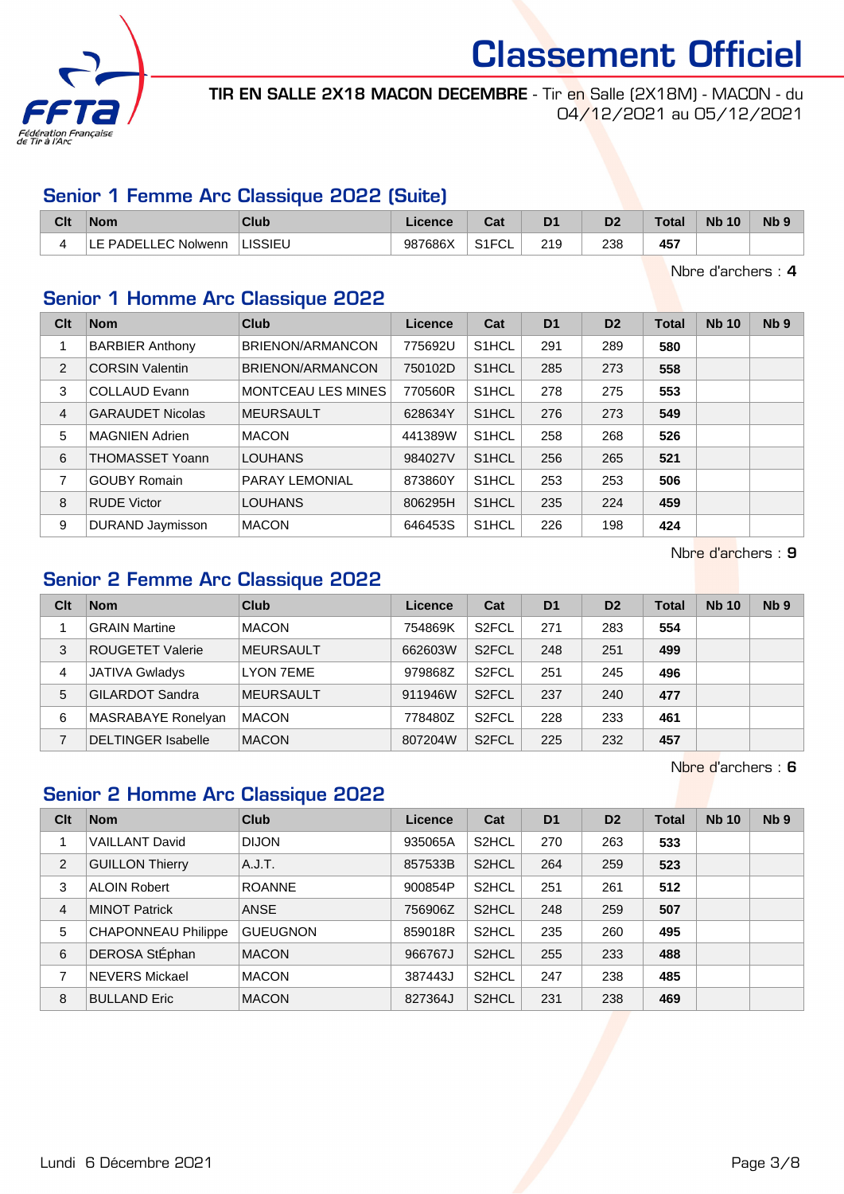# Classement Officiel

**TIR EN SALLE 2X18 MACON DECEMBRE** - Tir en Salle (2X18M) - MACON - du 04/12/2021 au 05/12/2021

## Senior 1 Femme Arc Classique 2022 (Suite)

| Clt | Nom | Club | Licence | Cat | D1 | D2 | Total | Nb 10 | Nb 9 |
|---|---|---|---|---|---|---|---|---|---|
| 4 | LE PADELLEC Nolwenn | LISSIEU | 987686X | S1FCL | 219 | 238 | **457** | | |

Nbre d'archers : **4**

## Senior 1 Homme Arc Classique 2022

| Clt | Nom | Club | Licence | Cat | D1 | D2 | Total | Nb 10 | Nb 9 |
|---|---|---|---|---|---|---|---|---|---|
| 1 | BARBIER Anthony | BRIENON/ARMANCON | 775692U | S1HCL | 291 | 289 | **580** | | |
| 2 | CORSIN Valentin | BRIENON/ARMANCON | 750102D | S1HCL | 285 | 273 | **558** | | |
| 3 | COLLAUD Evann | MONTCEAU LES MINES | 770560R | S1HCL | 278 | 275 | **553** | | |
| 4 | GARAUDET Nicolas | MEURSAULT | 628634Y | S1HCL | 276 | 273 | **549** | | |
| 5 | MAGNIEN Adrien | MACON | 441389W | S1HCL | 258 | 268 | **526** | | |
| 6 | THOMASSET Yoann | LOUHANS | 984027V | S1HCL | 256 | 265 | **521** | | |
| 7 | GOUBY Romain | PARAY LEMONIAL | 873860Y | S1HCL | 253 | 253 | **506** | | |
| 8 | RUDE Victor | LOUHANS | 806295H | S1HCL | 235 | 224 | **459** | | |
| 9 | DURAND Jaymisson | MACON | 646453S | S1HCL | 226 | 198 | **424** | | |

Nbre d'archers : **9**

## Senior 2 Femme Arc Classique 2022

| Clt | Nom | Club | Licence | Cat | D1 | D2 | Total | Nb 10 | Nb 9 |
|---|---|---|---|---|---|---|---|---|---|
| 1 | GRAIN Martine | MACON | 754869K | S2FCL | 271 | 283 | **554** | | |
| 3 | ROUGETET Valerie | MEURSAULT | 662603W | S2FCL | 248 | 251 | **499** | | |
| 4 | JATIVA Gwladys | LYON 7EME | 979868Z | S2FCL | 251 | 245 | **496** | | |
| 5 | GILARDOT Sandra | MEURSAULT | 911946W | S2FCL | 237 | 240 | **477** | | |
| 6 | MASRABAYE Ronelyan | MACON | 778480Z | S2FCL | 228 | 233 | **461** | | |
| 7 | DELTINGER Isabelle | MACON | 807204W | S2FCL | 225 | 232 | **457** | | |

Nbre d'archers : **6**

## Senior 2 Homme Arc Classique 2022

| Clt | Nom | Club | Licence | Cat | D1 | D2 | Total | Nb 10 | Nb 9 |
|---|---|---|---|---|---|---|---|---|---|
| 1 | VAILLANT David | DIJON | 935065A | S2HCL | 270 | 263 | **533** | | |
| 2 | GUILLON Thierry | A.J.T. | 857533B | S2HCL | 264 | 259 | **523** | | |
| 3 | ALOIN Robert | ROANNE | 900854P | S2HCL | 251 | 261 | **512** | | |
| 4 | MINOT Patrick | ANSE | 756906Z | S2HCL | 248 | 259 | **507** | | |
| 5 | CHAPONNEAU Philippe | GUEUGNON | 859018R | S2HCL | 235 | 260 | **495** | | |
| 6 | DEROSA StÉphan | MACON | 966767J | S2HCL | 255 | 233 | **488** | | |
| 7 | NEVERS Mickael | MACON | 387443J | S2HCL | 247 | 238 | **485** | | |
| 8 | BULLAND Eric | MACON | 827364J | S2HCL | 231 | 238 | **469** | | |

Lundi 6 Décembre 2021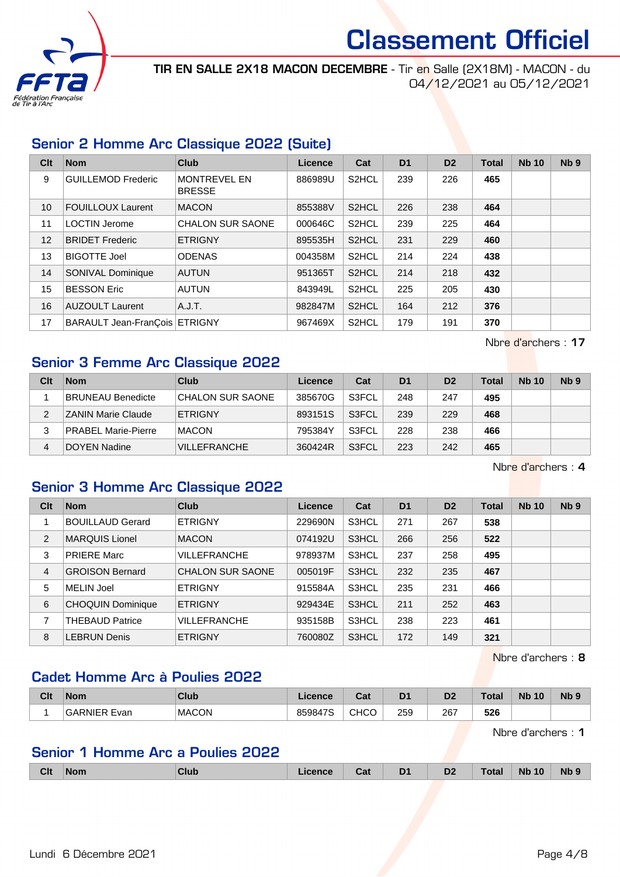# Classement Officiel

**TIR EN SALLE 2X18 MACON DECEMBRE** - Tir en Salle (2X18M) - MACON - du 04/12/2021 au 05/12/2021

## Senior 2 Homme Arc Classique 2022 (Suite)

| Clt | Nom | Club | Licence | Cat | D1 | D2 | Total | Nb 10 | Nb 9 |
|---|---|---|---|---|---|---|---|---|---|
| 9 | GUILLEMOD Frederic | MONTREVEL EN BRESSE | 886989U | S2HCL | 239 | 226 | **465** | | |
| 10 | FOUILLOUX Laurent | MACON | 855388V | S2HCL | 226 | 238 | **464** | | |
| 11 | LOCTIN Jerome | CHALON SUR SAONE | 000646C | S2HCL | 239 | 225 | **464** | | |
| 12 | BRIDET Frederic | ETRIGNY | 895535H | S2HCL | 231 | 229 | **460** | | |
| 13 | BIGOTTE Joel | ODENAS | 004358M | S2HCL | 214 | 224 | **438** | | |
| 14 | SONIVAL Dominique | AUTUN | 951365T | S2HCL | 214 | 218 | **432** | | |
| 15 | BESSON Eric | AUTUN | 843949L | S2HCL | 225 | 205 | **430** | | |
| 16 | AUZOULT Laurent | A.J.T. | 982847M | S2HCL | 164 | 212 | **376** | | |
| 17 | BARAULT Jean-FranÇois | ETRIGNY | 967469X | S2HCL | 179 | 191 | **370** | | |

Nbre d'archers : **17**

## Senior 3 Femme Arc Classique 2022

| Clt | Nom | Club | Licence | Cat | D1 | D2 | Total | Nb 10 | Nb 9 |
|---|---|---|---|---|---|---|---|---|---|
| 1 | BRUNEAU Benedicte | CHALON SUR SAONE | 385670G | S3FCL | 248 | 247 | **495** | | |
| 2 | ZANIN Marie Claude | ETRIGNY | 893151S | S3FCL | 239 | 229 | **468** | | |
| 3 | PRABEL Marie-Pierre | MACON | 795384Y | S3FCL | 228 | 238 | **466** | | |
| 4 | DOYEN Nadine | VILLEFRANCHE | 360424R | S3FCL | 223 | 242 | **465** | | |

Nbre d'archers : **4**

## Senior 3 Homme Arc Classique 2022

| Clt | Nom | Club | Licence | Cat | D1 | D2 | Total | Nb 10 | Nb 9 |
|---|---|---|---|---|---|---|---|---|---|
| 1 | BOUILLAUD Gerard | ETRIGNY | 229690N | S3HCL | 271 | 267 | **538** | | |
| 2 | MARQUIS Lionel | MACON | 074192U | S3HCL | 266 | 256 | **522** | | |
| 3 | PRIERE Marc | VILLEFRANCHE | 978937M | S3HCL | 237 | 258 | **495** | | |
| 4 | GROISON Bernard | CHALON SUR SAONE | 005019F | S3HCL | 232 | 235 | **467** | | |
| 5 | MELIN Joel | ETRIGNY | 915584A | S3HCL | 235 | 231 | **466** | | |
| 6 | CHOQUIN Dominique | ETRIGNY | 929434E | S3HCL | 211 | 252 | **463** | | |
| 7 | THEBAUD Patrice | VILLEFRANCHE | 935158B | S3HCL | 238 | 223 | **461** | | |
| 8 | LEBRUN Denis | ETRIGNY | 760080Z | S3HCL | 172 | 149 | **321** | | |

Nbre d'archers : **8**

## Cadet Homme Arc à Poulies 2022

| Clt | Nom | Club | Licence | Cat | D1 | D2 | Total | Nb 10 | Nb 9 |
|---|---|---|---|---|---|---|---|---|---|
| 1 | GARNIER Evan | MACON | 859847S | CHCO | 259 | 267 | **526** | | |

Nbre d'archers : **1**

## Senior 1 Homme Arc a Poulies 2022

| Clt | Nom | Club | Licence | Cat | D1 | D2 | Total | Nb 10 | Nb 9 |
|---|---|---|---|---|---|---|---|---|---|

Lundi 6 Décembre 2021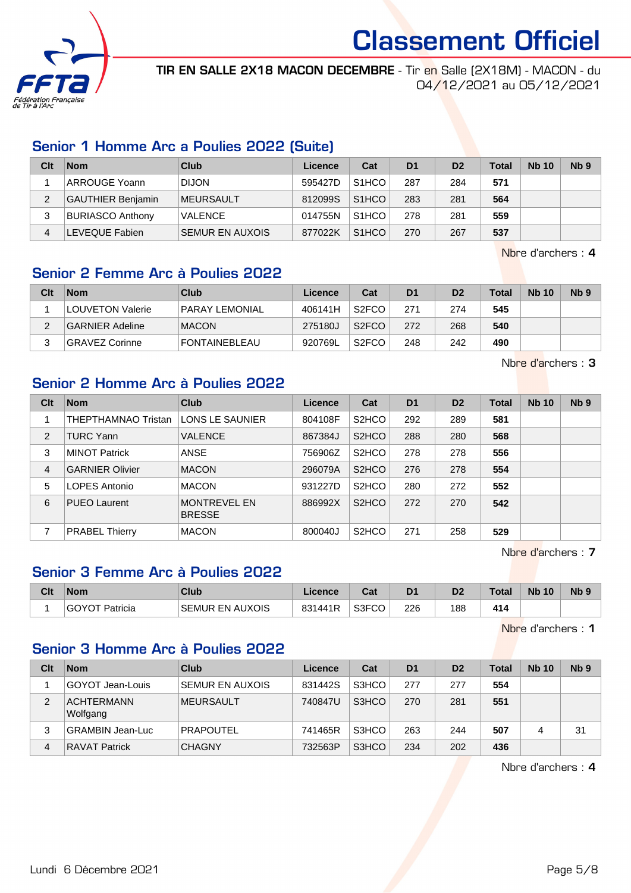# Classement Officiel

**TIR EN SALLE 2X18 MACON DECEMBRE** - Tir en Salle (2X18M) - MACON - du 04/12/2021 au 05/12/2021

## Senior 1 Homme Arc a Poulies 2022 (Suite)

| Clt | Nom | Club | Licence | Cat | D1 | D2 | Total | Nb 10 | Nb 9 |
|---|---|---|---|---|---|---|---|---|---|
| 1 | ARROUGE Yoann | DIJON | 595427D | S1HCO | 287 | 284 | **571** | | |
| 2 | GAUTHIER Benjamin | MEURSAULT | 812099S | S1HCO | 283 | 281 | **564** | | |
| 3 | BURIASCO Anthony | VALENCE | 014755N | S1HCO | 278 | 281 | **559** | | |
| 4 | LEVEQUE Fabien | SEMUR EN AUXOIS | 877022K | S1HCO | 270 | 267 | **537** | | |

Nbre d'archers : **4**

## Senior 2 Femme Arc à Poulies 2022

| Clt | Nom | Club | Licence | Cat | D1 | D2 | Total | Nb 10 | Nb 9 |
|---|---|---|---|---|---|---|---|---|---|
| 1 | LOUVETON Valerie | PARAY LEMONIAL | 406141H | S2FCO | 271 | 274 | **545** | | |
| 2 | GARNIER Adeline | MACON | 275180J | S2FCO | 272 | 268 | **540** | | |
| 3 | GRAVEZ Corinne | FONTAINEBLEAU | 920769L | S2FCO | 248 | 242 | **490** | | |

Nbre d'archers : **3**

## Senior 2 Homme Arc à Poulies 2022

| Clt | Nom | Club | Licence | Cat | D1 | D2 | Total | Nb 10 | Nb 9 |
|---|---|---|---|---|---|---|---|---|---|
| 1 | THEPTHAMNAO Tristan | LONS LE SAUNIER | 804108F | S2HCO | 292 | 289 | **581** | | |
| 2 | TURC Yann | VALENCE | 867384J | S2HCO | 288 | 280 | **568** | | |
| 3 | MINOT Patrick | ANSE | 756906Z | S2HCO | 278 | 278 | **556** | | |
| 4 | GARNIER Olivier | MACON | 296079A | S2HCO | 276 | 278 | **554** | | |
| 5 | LOPES Antonio | MACON | 931227D | S2HCO | 280 | 272 | **552** | | |
| 6 | PUEO Laurent | MONTREVEL EN BRESSE | 886992X | S2HCO | 272 | 270 | **542** | | |
| 7 | PRABEL Thierry | MACON | 800040J | S2HCO | 271 | 258 | **529** | | |

Nbre d'archers : **7**

## Senior 3 Femme Arc à Poulies 2022

| Clt | Nom | Club | Licence | Cat | D1 | D2 | Total | Nb 10 | Nb 9 |
|---|---|---|---|---|---|---|---|---|---|
| 1 | GOYOT Patricia | SEMUR EN AUXOIS | 831441R | S3FCO | 226 | 188 | **414** | | |

Nbre d'archers : **1**

## Senior 3 Homme Arc à Poulies 2022

| Clt | Nom | Club | Licence | Cat | D1 | D2 | Total | Nb 10 | Nb 9 |
|---|---|---|---|---|---|---|---|---|---|
| 1 | GOYOT Jean-Louis | SEMUR EN AUXOIS | 831442S | S3HCO | 277 | 277 | **554** | | |
| 2 | ACHTERMANN Wolfgang | MEURSAULT | 740847U | S3HCO | 270 | 281 | **551** | | |
| 3 | GRAMBIN Jean-Luc | PRAPOUTEL | 741465R | S3HCO | 263 | 244 | **507** | 4 | 31 |
| 4 | RAVAT Patrick | CHAGNY | 732563P | S3HCO | 234 | 202 | **436** | | |

Nbre d'archers : **4**

Lundi 6 Décembre 2021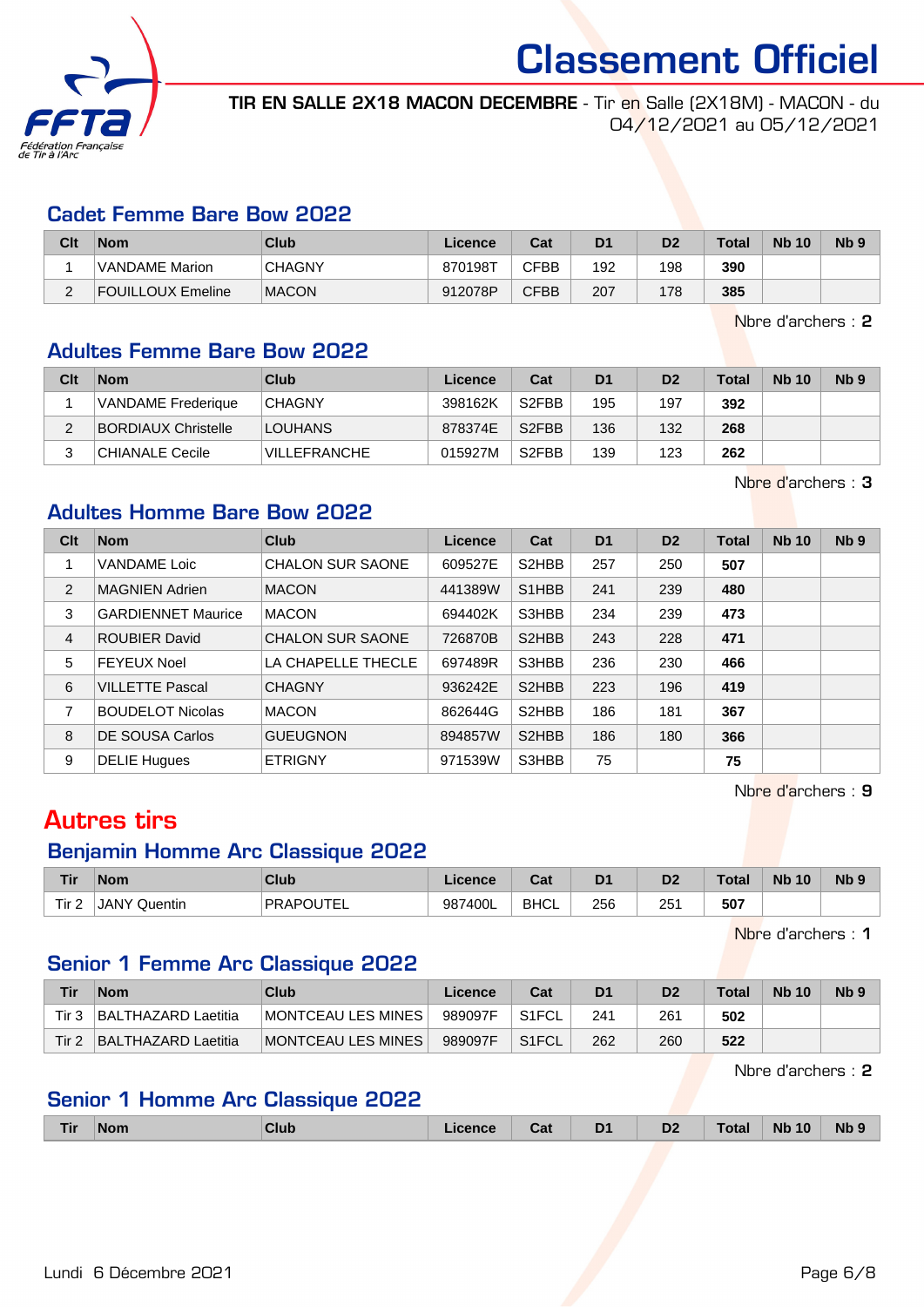# Classement Officiel

**TIR EN SALLE 2X18 MACON DECEMBRE** - Tir en Salle (2X18M) - MACON - du 04/12/2021 au 05/12/2021

## Cadet Femme Bare Bow 2022

| Clt | Nom | Club | Licence | Cat | D1 | D2 | Total | Nb 10 | Nb 9 |
|---|---|---|---|---|---|---|---|---|---|
| 1 | VANDAME Marion | CHAGNY | 870198T | CFBB | 192 | 198 | **390** | | |
| 2 | FOUILLOUX Emeline | MACON | 912078P | CFBB | 207 | 178 | **385** | | |

Nbre d'archers : **2**

## Adultes Femme Bare Bow 2022

| Clt | Nom | Club | Licence | Cat | D1 | D2 | Total | Nb 10 | Nb 9 |
|---|---|---|---|---|---|---|---|---|---|
| 1 | VANDAME Frederique | CHAGNY | 398162K | S2FBB | 195 | 197 | **392** | | |
| 2 | BORDIAUX Christelle | LOUHANS | 878374E | S2FBB | 136 | 132 | **268** | | |
| 3 | CHIANALE Cecile | VILLEFRANCHE | 015927M | S2FBB | 139 | 123 | **262** | | |

Nbre d'archers : **3**

## Adultes Homme Bare Bow 2022

| Clt | Nom | Club | Licence | Cat | D1 | D2 | Total | Nb 10 | Nb 9 |
|---|---|---|---|---|---|---|---|---|---|
| 1 | VANDAME Loic | CHALON SUR SAONE | 609527E | S2HBB | 257 | 250 | **507** | | |
| 2 | MAGNIEN Adrien | MACON | 441389W | S1HBB | 241 | 239 | **480** | | |
| 3 | GARDIENNET Maurice | MACON | 694402K | S3HBB | 234 | 239 | **473** | | |
| 4 | ROUBIER David | CHALON SUR SAONE | 726870B | S2HBB | 243 | 228 | **471** | | |
| 5 | FEYEUX Noel | LA CHAPELLE THECLE | 697489R | S3HBB | 236 | 230 | **466** | | |
| 6 | VILLETTE Pascal | CHAGNY | 936242E | S2HBB | 223 | 196 | **419** | | |
| 7 | BOUDELOT Nicolas | MACON | 862644G | S2HBB | 186 | 181 | **367** | | |
| 8 | DE SOUSA Carlos | GUEUGNON | 894857W | S2HBB | 186 | 180 | **366** | | |
| 9 | DELIE Hugues | ETRIGNY | 971539W | S3HBB | 75 | | **75** | | |

Nbre d'archers : **9**

# Autres tirs

## Benjamin Homme Arc Classique 2022

| Tir | Nom | Club | Licence | Cat | D1 | D2 | Total | Nb 10 | Nb 9 |
|---|---|---|---|---|---|---|---|---|---|
| Tir 2 | JANY Quentin | PRAPOUTEL | 987400L | BHCL | 256 | 251 | **507** | | |

Nbre d'archers : **1**

## Senior 1 Femme Arc Classique 2022

| Tir | Nom | Club | Licence | Cat | D1 | D2 | Total | Nb 10 | Nb 9 |
|---|---|---|---|---|---|---|---|---|---|
| Tir 3 | BALTHAZARD Laetitia | MONTCEAU LES MINES | 989097F | S1FCL | 241 | 261 | **502** | | |
| Tir 2 | BALTHAZARD Laetitia | MONTCEAU LES MINES | 989097F | S1FCL | 262 | 260 | **522** | | |

Nbre d'archers : **2**

## Senior 1 Homme Arc Classique 2022

| Tir | Nom | Club | Licence | Cat | D1 | D2 | Total | Nb 10 | Nb 9 |
|---|---|---|---|---|---|---|---|---|---|

Lundi 6 Décembre 2021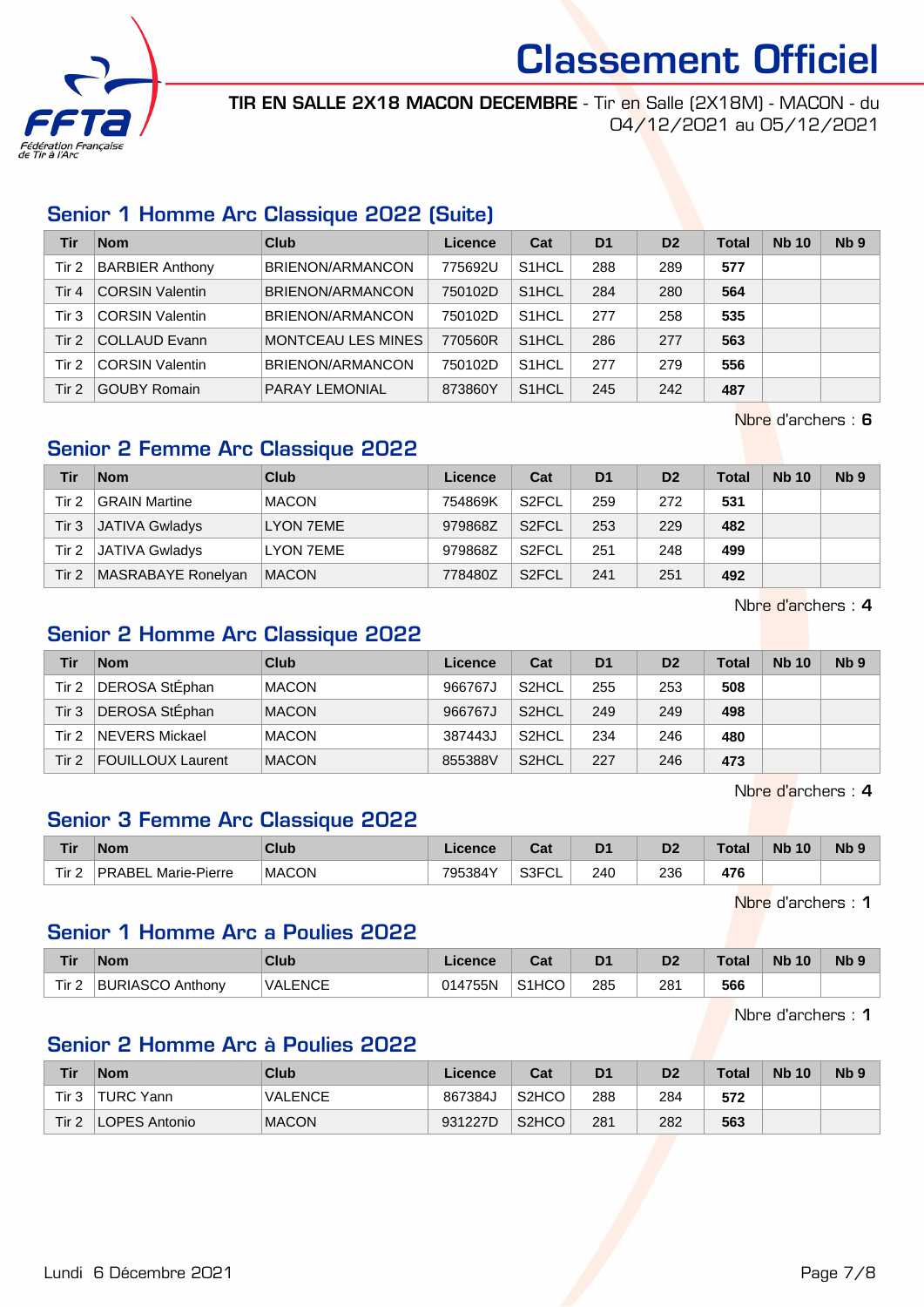# Classement Officiel

**TIR EN SALLE 2X18 MACON DECEMBRE** - Tir en Salle (2X18M) - MACON - du 04/12/2021 au 05/12/2021

## Senior 1 Homme Arc Classique 2022 (Suite)

| Tir | Nom | Club | Licence | Cat | D1 | D2 | Total | Nb 10 | Nb 9 |
|---|---|---|---|---|---|---|---|---|---|
| Tir 2 | BARBIER Anthony | BRIENON/ARMANCON | 775692U | S1HCL | 288 | 289 | **577** | | |
| Tir 4 | CORSIN Valentin | BRIENON/ARMANCON | 750102D | S1HCL | 284 | 280 | **564** | | |
| Tir 3 | CORSIN Valentin | BRIENON/ARMANCON | 750102D | S1HCL | 277 | 258 | **535** | | |
| Tir 2 | COLLAUD Evann | MONTCEAU LES MINES | 770560R | S1HCL | 286 | 277 | **563** | | |
| Tir 2 | CORSIN Valentin | BRIENON/ARMANCON | 750102D | S1HCL | 277 | 279 | **556** | | |
| Tir 2 | GOUBY Romain | PARAY LEMONIAL | 873860Y | S1HCL | 245 | 242 | **487** | | |

Nbre d'archers : **6**

## Senior 2 Femme Arc Classique 2022

| Tir | Nom | Club | Licence | Cat | D1 | D2 | Total | Nb 10 | Nb 9 |
|---|---|---|---|---|---|---|---|---|---|
| Tir 2 | GRAIN Martine | MACON | 754869K | S2FCL | 259 | 272 | **531** | | |
| Tir 3 | JATIVA Gwladys | LYON 7EME | 979868Z | S2FCL | 253 | 229 | **482** | | |
| Tir 2 | JATIVA Gwladys | LYON 7EME | 979868Z | S2FCL | 251 | 248 | **499** | | |
| Tir 2 | MASRABAYE Ronelyan | MACON | 778480Z | S2FCL | 241 | 251 | **492** | | |

Nbre d'archers : **4**

## Senior 2 Homme Arc Classique 2022

| Tir | Nom | Club | Licence | Cat | D1 | D2 | Total | Nb 10 | Nb 9 |
|---|---|---|---|---|---|---|---|---|---|
| Tir 2 | DEROSA StÉphan | MACON | 966767J | S2HCL | 255 | 253 | **508** | | |
| Tir 3 | DEROSA StÉphan | MACON | 966767J | S2HCL | 249 | 249 | **498** | | |
| Tir 2 | NEVERS Mickael | MACON | 387443J | S2HCL | 234 | 246 | **480** | | |
| Tir 2 | FOUILLOUX Laurent | MACON | 855388V | S2HCL | 227 | 246 | **473** | | |

Nbre d'archers : **4**

## Senior 3 Femme Arc Classique 2022

| Tir | Nom | Club | Licence | Cat | D1 | D2 | Total | Nb 10 | Nb 9 |
|---|---|---|---|---|---|---|---|---|---|
| Tir 2 | PRABEL Marie-Pierre | MACON | 795384Y | S3FCL | 240 | 236 | **476** | | |

Nbre d'archers : **1**

## Senior 1 Homme Arc a Poulies 2022

| Tir | Nom | Club | Licence | Cat | D1 | D2 | Total | Nb 10 | Nb 9 |
|---|---|---|---|---|---|---|---|---|---|
| Tir 2 | BURIASCO Anthony | VALENCE | 014755N | S1HCO | 285 | 281 | **566** | | |

Nbre d'archers : **1**

## Senior 2 Homme Arc à Poulies 2022

| Tir | Nom | Club | Licence | Cat | D1 | D2 | Total | Nb 10 | Nb 9 |
|---|---|---|---|---|---|---|---|---|---|
| Tir 3 | TURC Yann | VALENCE | 867384J | S2HCO | 288 | 284 | **572** | | |
| Tir 2 | LOPES Antonio | MACON | 931227D | S2HCO | 281 | 282 | **563** | | |

Lundi 6 Décembre 2021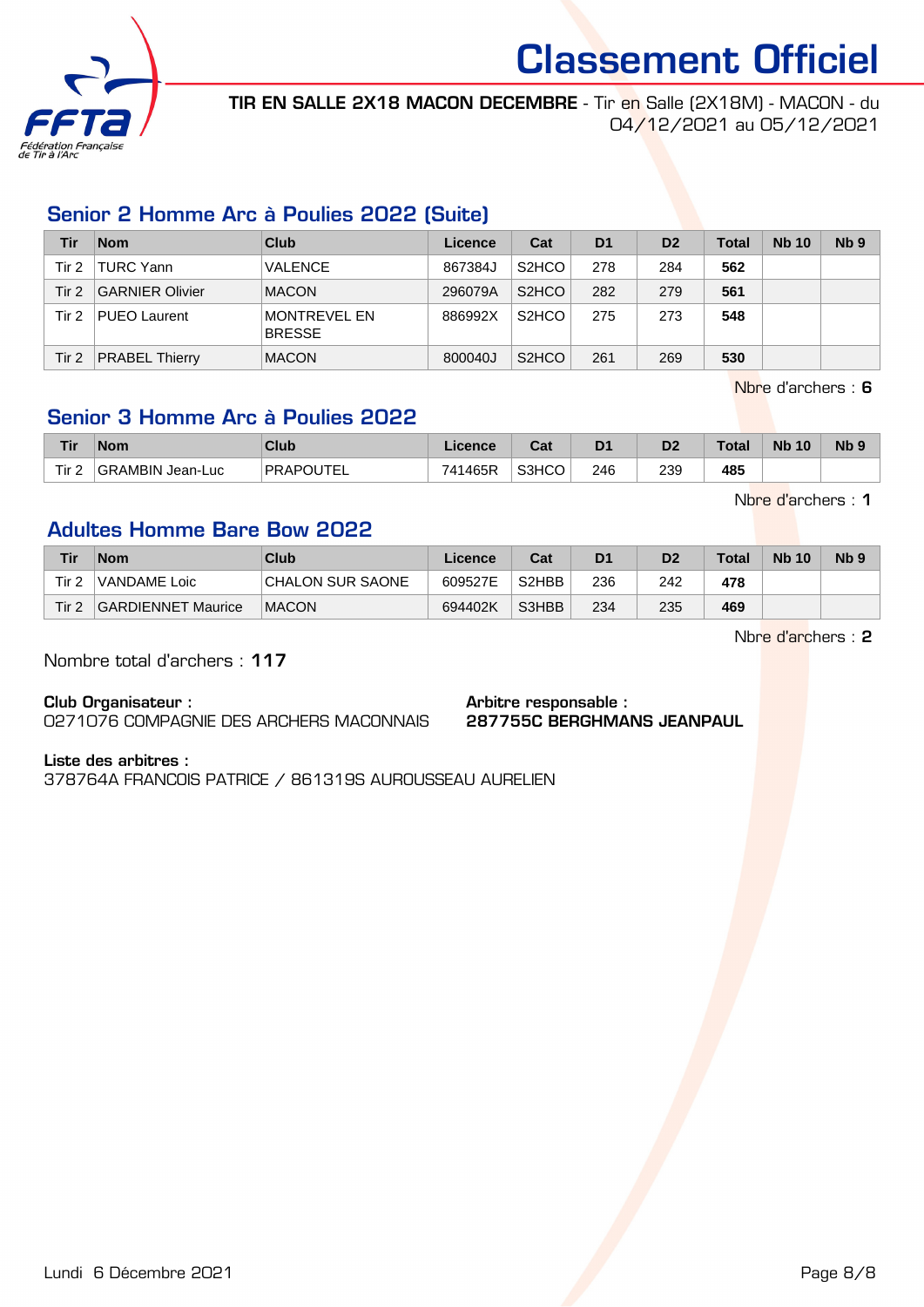# Classement Officiel

**TIR EN SALLE 2X18 MACON DECEMBRE** - Tir en Salle (2X18M) - MACON - du 04/12/2021 au 05/12/2021

## Senior 2 Homme Arc à Poulies 2022 (Suite)

| Tir | Nom | Club | Licence | Cat | D1 | D2 | Total | Nb 10 | Nb 9 |
|---|---|---|---|---|---|---|---|---|---|
| Tir 2 | TURC Yann | VALENCE | 867384J | S2HCO | 278 | 284 | **562** | | |
| Tir 2 | GARNIER Olivier | MACON | 296079A | S2HCO | 282 | 279 | **561** | | |
| Tir 2 | PUEO Laurent | MONTREVEL EN BRESSE | 886992X | S2HCO | 275 | 273 | **548** | | |
| Tir 2 | PRABEL Thierry | MACON | 800040J | S2HCO | 261 | 269 | **530** | | |

Nbre d'archers : **6**

## Senior 3 Homme Arc à Poulies 2022

| Tir | Nom | Club | Licence | Cat | D1 | D2 | Total | Nb 10 | Nb 9 |
|---|---|---|---|---|---|---|---|---|---|
| Tir 2 | GRAMBIN Jean-Luc | PRAPOUTEL | 741465R | S3HCO | 246 | 239 | **485** | | |

Nbre d'archers : **1**

## Adultes Homme Bare Bow 2022

| Tir | Nom | Club | Licence | Cat | D1 | D2 | Total | Nb 10 | Nb 9 |
|---|---|---|---|---|---|---|---|---|---|
| Tir 2 | VANDAME Loic | CHALON SUR SAONE | 609527E | S2HBB | 236 | 242 | **478** | | |
| Tir 2 | GARDIENNET Maurice | MACON | 694402K | S3HBB | 234 | 235 | **469** | | |

Nbre d'archers : **2**

Nombre total d'archers : **117**

**Club Organisateur :**
0271076 COMPAGNIE DES ARCHERS MACONNAIS

**Arbitre responsable :**
**287755C BERGHMANS JEANPAUL**

**Liste des arbitres :**
378764A FRANCOIS PATRICE / 861319S AUROUSSEAU AURELIEN

Lundi 6 Décembre 2021